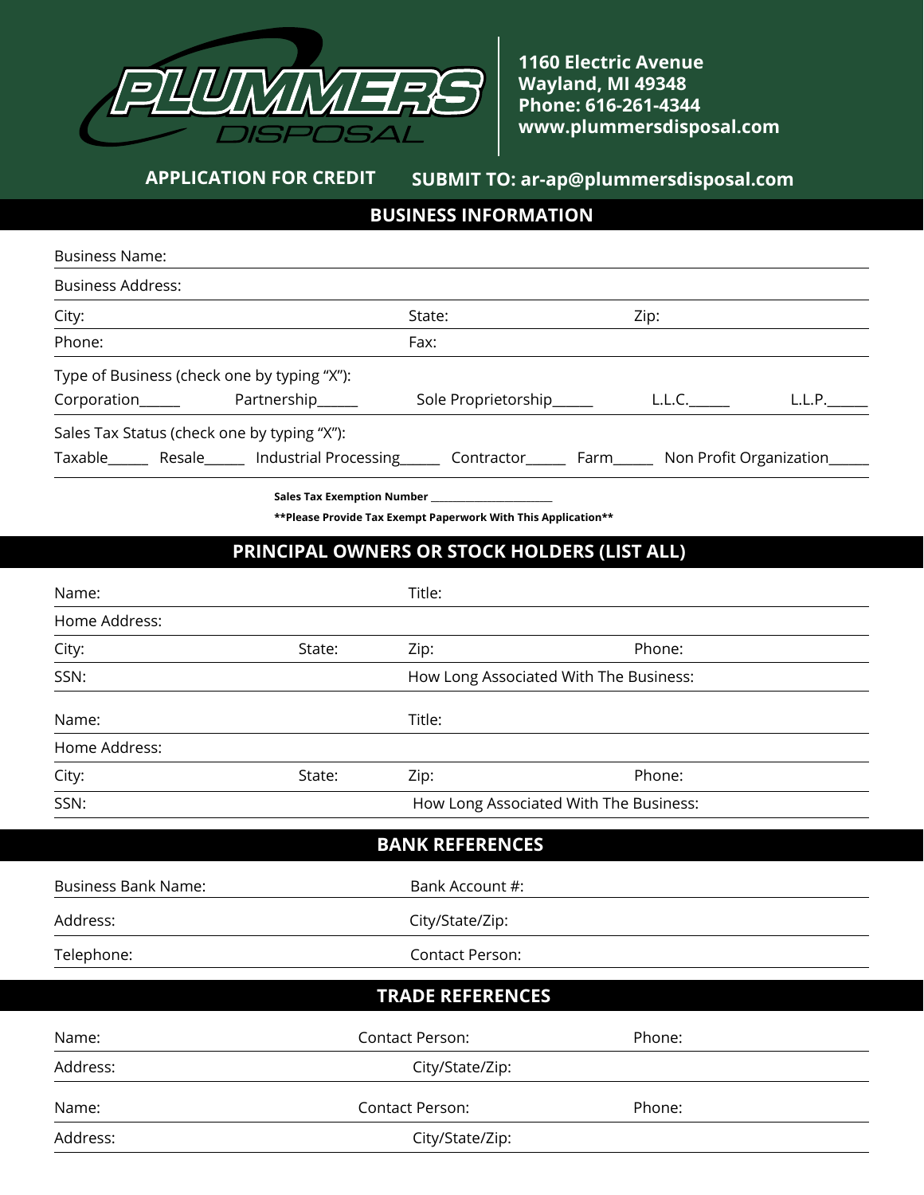# PLUMMERS DISPOSAL

**1160 Electric Avenue**
**Wayland, MI 49348**
**Phone: 616-261-4344**
**www.plummersdisposal.com**

**APPLICATION FOR CREDIT** **SUBMIT TO: ar-ap@plummersdisposal.com**

## BUSINESS INFORMATION

Business Name:

Business Address:

City: State: Zip:

Phone: Fax:

Type of Business (check one by typing "X"):

Corporation_____ Partnership_____ Sole Proprietorship_____ L.L.C._____ L.L.P._____

Sales Tax Status (check one by typing "X"):

Taxable_____ Resale_____ Industrial Processing_____ Contractor_____ Farm_____ Non Profit Organization_____

**Sales Tax Exemption Number ____________________**

**\*\*Please Provide Tax Exempt Paperwork With This Application\*\***

## PRINCIPAL OWNERS OR STOCK HOLDERS (LIST ALL)

Name: Title:

Home Address:

City: State: Zip: Phone:

SSN: How Long Associated With The Business:

Name: Title:

Home Address:

City: State: Zip: Phone:

SSN: How Long Associated With The Business:

## BANK REFERENCES

Business Bank Name: Bank Account #:

Address: City/State/Zip:

Telephone: Contact Person:

## TRADE REFERENCES

Name: Contact Person: Phone:

Address: City/State/Zip:

Name: Contact Person: Phone:

Address: City/State/Zip: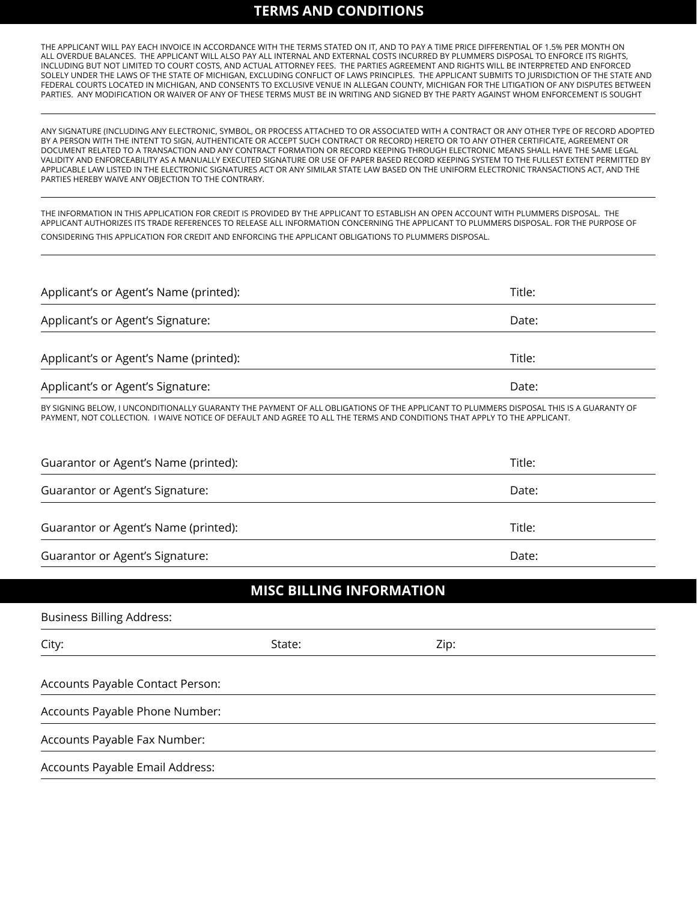## TERMS AND CONDITIONS

THE APPLICANT WILL PAY EACH INVOICE IN ACCORDANCE WITH THE TERMS STATED ON IT, AND TO PAY A TIME PRICE DIFFERENTIAL OF 1.5% PER MONTH ON ALL OVERDUE BALANCES. THE APPLICANT WILL ALSO PAY ALL INTERNAL AND EXTERNAL COSTS INCURRED BY PLUMMERS DISPOSAL TO ENFORCE ITS RIGHTS, INCLUDING BUT NOT LIMITED TO COURT COSTS, AND ACTUAL ATTORNEY FEES. THE PARTIES AGREEMENT AND RIGHTS WILL BE INTERPRETED AND ENFORCED SOLELY UNDER THE LAWS OF THE STATE OF MICHIGAN, EXCLUDING CONFLICT OF LAWS PRINCIPLES. THE APPLICANT SUBMITS TO JURISDICTION OF THE STATE AND FEDERAL COURTS LOCATED IN MICHIGAN, AND CONSENTS TO EXCLUSIVE VENUE IN ALLEGAN COUNTY, MICHIGAN FOR THE LITIGATION OF ANY DISPUTES BETWEEN PARTIES. ANY MODIFICATION OR WAIVER OF ANY OF THESE TERMS MUST BE IN WRITING AND SIGNED BY THE PARTY AGAINST WHOM ENFORCEMENT IS SOUGHT

ANY SIGNATURE (INCLUDING ANY ELECTRONIC, SYMBOL, OR PROCESS ATTACHED TO OR ASSOCIATED WITH A CONTRACT OR ANY OTHER TYPE OF RECORD ADOPTED BY A PERSON WITH THE INTENT TO SIGN, AUTHENTICATE OR ACCEPT SUCH CONTRACT OR RECORD) HERETO OR TO ANY OTHER CERTIFICATE, AGREEMENT OR DOCUMENT RELATED TO A TRANSACTION AND ANY CONTRACT FORMATION OR RECORD KEEPING THROUGH ELECTRONIC MEANS SHALL HAVE THE SAME LEGAL VALIDITY AND ENFORCEABILITY AS A MANUALLY EXECUTED SIGNATURE OR USE OF PAPER BASED RECORD KEEPING SYSTEM TO THE FULLEST EXTENT PERMITTED BY APPLICABLE LAW LISTED IN THE ELECTRONIC SIGNATURES ACT OR ANY SIMILAR STATE LAW BASED ON THE UNIFORM ELECTRONIC TRANSACTIONS ACT, AND THE PARTIES HEREBY WAIVE ANY OBJECTION TO THE CONTRARY.

THE INFORMATION IN THIS APPLICATION FOR CREDIT IS PROVIDED BY THE APPLICANT TO ESTABLISH AN OPEN ACCOUNT WITH PLUMMERS DISPOSAL. THE APPLICANT AUTHORIZES ITS TRADE REFERENCES TO RELEASE ALL INFORMATION CONCERNING THE APPLICANT TO PLUMMERS DISPOSAL. FOR THE PURPOSE OF CONSIDERING THIS APPLICATION FOR CREDIT AND ENFORCING THE APPLICANT OBLIGATIONS TO PLUMMERS DISPOSAL.

Applicant's or Agent's Name (printed): Title:

Applicant's or Agent's Signature: Date:

Applicant's or Agent's Name (printed): Title:

Applicant's or Agent's Signature: Date:

BY SIGNING BELOW, I UNCONDITIONALLY GUARANTY THE PAYMENT OF ALL OBLIGATIONS OF THE APPLICANT TO PLUMMERS DISPOSAL THIS IS A GUARANTY OF PAYMENT, NOT COLLECTION. I WAIVE NOTICE OF DEFAULT AND AGREE TO ALL THE TERMS AND CONDITIONS THAT APPLY TO THE APPLICANT.

Guarantor or Agent's Name (printed): Title:

Guarantor or Agent's Signature: Date:

Guarantor or Agent's Name (printed): Title:

Guarantor or Agent's Signature: Date:

## MISC BILLING INFORMATION

Business Billing Address:

City: State: Zip:

Accounts Payable Contact Person:

Accounts Payable Phone Number:

Accounts Payable Fax Number:

Accounts Payable Email Address: